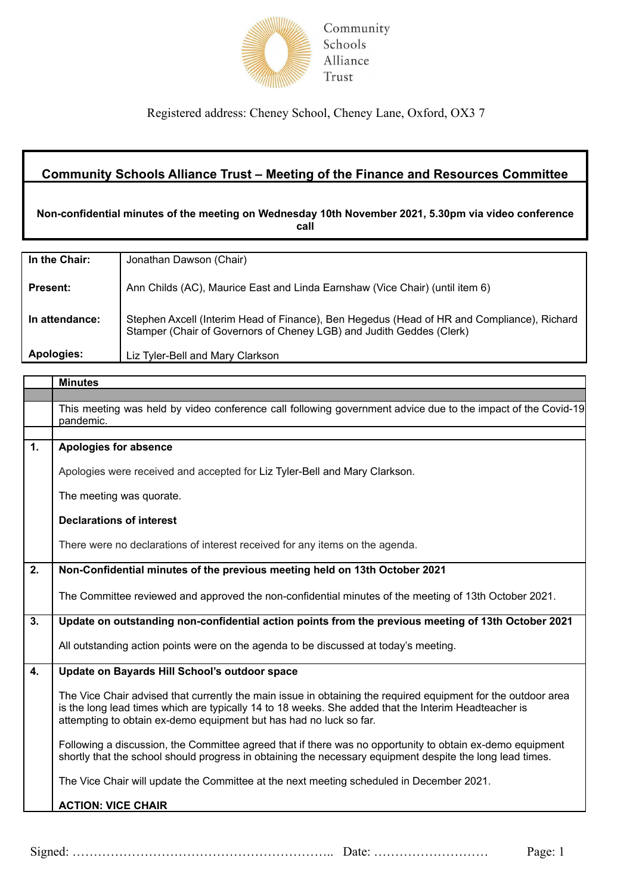Community Schools Alliance Trust

Registered address: Cheney School, Cheney Lane, Oxford, OX3 7

## Community Schools Alliance Trust – Meeting of the Finance and Resources Committee

**Non-confidential minutes of the meeting on Wednesday 10th November 2021, 5.30pm via video conference call**

| | |
|---|---|
| **In the Chair:** | Jonathan Dawson (Chair) |
| **Present:** | Ann Childs (AC), Maurice East and Linda Earnshaw (Vice Chair) (until item 6) |
| **In attendance:** | Stephen Axcell (Interim Head of Finance), Ben Hegedus (Head of HR and Compliance), Richard Stamper (Chair of Governors of Cheney LGB) and Judith Geddes (Clerk) |
| **Apologies:** | Liz Tyler-Bell and Mary Clarkson |

| | **Minutes** |
|---|---|
| | This meeting was held by video conference call following government advice due to the impact of the Covid-19 pandemic. |
| **1.** | **Apologies for absence**<br><br>Apologies were received and accepted for Liz Tyler-Bell and Mary Clarkson.<br><br>The meeting was quorate.<br><br>**Declarations of interest**<br><br>There were no declarations of interest received for any items on the agenda. |
| **2.** | **Non-Confidential minutes of the previous meeting held on 13th October 2021**<br><br>The Committee reviewed and approved the non-confidential minutes of the meeting of 13th October 2021. |
| **3.** | **Update on outstanding non-confidential action points from the previous meeting of 13th October 2021**<br><br>All outstanding action points were on the agenda to be discussed at today's meeting. |
| **4.** | **Update on Bayards Hill School's outdoor space**<br><br>The Vice Chair advised that currently the main issue in obtaining the required equipment for the outdoor area is the long lead times which are typically 14 to 18 weeks. She added that the Interim Headteacher is attempting to obtain ex-demo equipment but has had no luck so far.<br><br>Following a discussion, the Committee agreed that if there was no opportunity to obtain ex-demo equipment shortly that the school should progress in obtaining the necessary equipment despite the long lead times.<br><br>The Vice Chair will update the Committee at the next meeting scheduled in December 2021.<br><br>**ACTION: VICE CHAIR** |

Signed: …………………………………………………….. Date: ………………………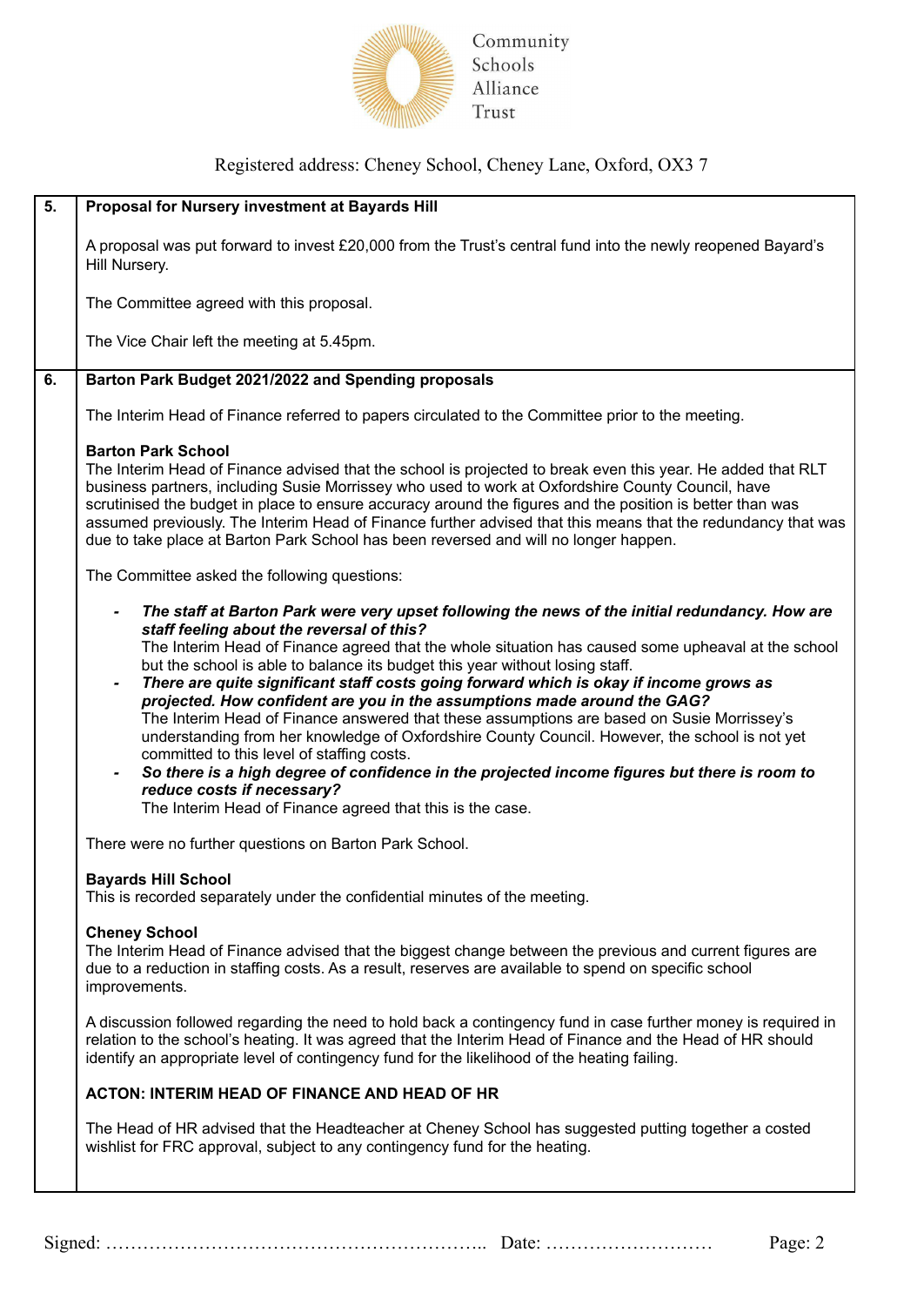Community Schools Alliance Trust

Registered address: Cheney School, Cheney Lane, Oxford, OX3 7

| | |
|---|---|
| **5.** | **Proposal for Nursery investment at Bayards Hill**<br><br>A proposal was put forward to invest £20,000 from the Trust's central fund into the newly reopened Bayard's Hill Nursery.<br><br>The Committee agreed with this proposal.<br><br>The Vice Chair left the meeting at 5.45pm. |
| **6.** | **Barton Park Budget 2021/2022 and Spending proposals**<br><br>The Interim Head of Finance referred to papers circulated to the Committee prior to the meeting.<br><br>**Barton Park School**<br>The Interim Head of Finance advised that the school is projected to break even this year. He added that RLT business partners, including Susie Morrissey who used to work at Oxfordshire County Council, have scrutinised the budget in place to ensure accuracy around the figures and the position is better than was assumed previously. The Interim Head of Finance further advised that this means that the redundancy that was due to take place at Barton Park School has been reversed and will no longer happen.<br><br>The Committee asked the following questions:<br><br>- ***The staff at Barton Park were very upset following the news of the initial redundancy. How are staff feeling about the reversal of this?***<br>The Interim Head of Finance agreed that the whole situation has caused some upheaval at the school but the school is able to balance its budget this year without losing staff.<br>- ***There are quite significant staff costs going forward which is okay if income grows as projected. How confident are you in the assumptions made around the GAG?***<br>The Interim Head of Finance answered that these assumptions are based on Susie Morrissey's understanding from her knowledge of Oxfordshire County Council. However, the school is not yet committed to this level of staffing costs.<br>- ***So there is a high degree of confidence in the projected income figures but there is room to reduce costs if necessary?***<br>The Interim Head of Finance agreed that this is the case.<br><br>There were no further questions on Barton Park School.<br><br>**Bayards Hill School**<br>This is recorded separately under the confidential minutes of the meeting.<br><br>**Cheney School**<br>The Interim Head of Finance advised that the biggest change between the previous and current figures are due to a reduction in staffing costs. As a result, reserves are available to spend on specific school improvements.<br><br>A discussion followed regarding the need to hold back a contingency fund in case further money is required in relation to the school's heating. It was agreed that the Interim Head of Finance and the Head of HR should identify an appropriate level of contingency fund for the likelihood of the heating failing.<br><br>**ACTON: INTERIM HEAD OF FINANCE AND HEAD OF HR**<br><br>The Head of HR advised that the Headteacher at Cheney School has suggested putting together a costed wishlist for FRC approval, subject to any contingency fund for the heating. |

Signed: …………………………………………………….. Date: ………………………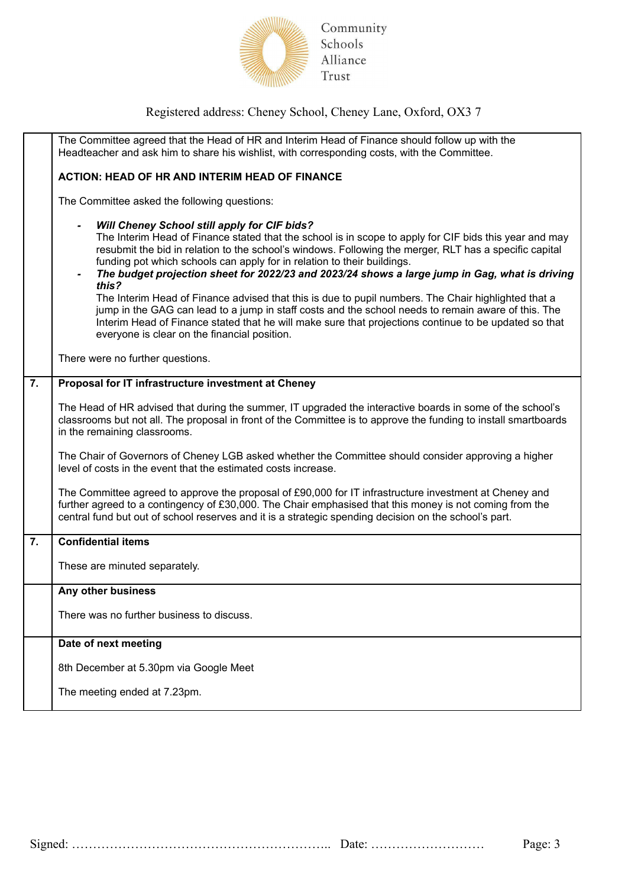The Committee agreed that the Head of HR and Interim Head of Finance should follow up with the Headteacher and ask him to share his wishlist, with corresponding costs, with the Committee.

**ACTION: HEAD OF HR AND INTERIM HEAD OF FINANCE**

The Committee asked the following questions:

- ***Will Cheney School still apply for CIF bids?***
  The Interim Head of Finance stated that the school is in scope to apply for CIF bids this year and may resubmit the bid in relation to the school's windows. Following the merger, RLT has a specific capital funding pot which schools can apply for in relation to their buildings.
- ***The budget projection sheet for 2022/23 and 2023/24 shows a large jump in Gag, what is driving this?***
  The Interim Head of Finance advised that this is due to pupil numbers. The Chair highlighted that a jump in the GAG can lead to a jump in staff costs and the school needs to remain aware of this. The Interim Head of Finance stated that he will make sure that projections continue to be updated so that everyone is clear on the financial position.

There were no further questions.

**7. Proposal for IT infrastructure investment at Cheney**

The Head of HR advised that during the summer, IT upgraded the interactive boards in some of the school's classrooms but not all. The proposal in front of the Committee is to approve the funding to install smartboards in the remaining classrooms.

The Chair of Governors of Cheney LGB asked whether the Committee should consider approving a higher level of costs in the event that the estimated costs increase.

The Committee agreed to approve the proposal of £90,000 for IT infrastructure investment at Cheney and further agreed to a contingency of £30,000. The Chair emphasised that this money is not coming from the central fund but out of school reserves and it is a strategic spending decision on the school's part.

**7. Confidential items**

These are minuted separately.

**Any other business**

There was no further business to discuss.

**Date of next meeting**

8th December at 5.30pm via Google Meet

The meeting ended at 7.23pm.

Signed: ………………………………………………….. Date: ………………………